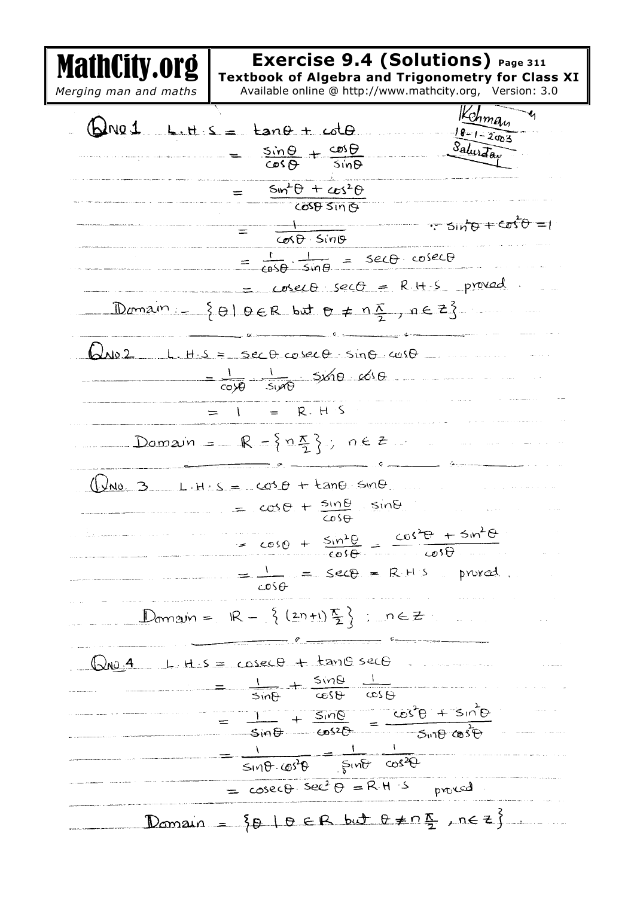# Exercise 9.4 (Solutions)

**Textbook of Algebra and Trigonometry for Class XI**

Kehman
18-1-2003
Saturday

**Q No 1** L.H.S $= \tan\theta + \cot\theta$

$$= \frac{\sin\theta}{\cos\theta} + \frac{\cos\theta}{\sin\theta}$$

$$= \frac{\sin^2\theta + \cos^2\theta}{\cos\theta\sin\theta}$$

$$= \frac{1}{\cos\theta \cdot \sin\theta} \qquad \because \sin^2\theta + \cos^2\theta = 1$$

$$= \frac{1}{\cos\theta} \cdot \frac{1}{\sin\theta} = \sec\theta \cdot \operatorname{cosec}\theta$$

$$= \operatorname{cosec}\theta \sec\theta = \text{R.H.S} \quad \text{proved.}$$

Domain :- $\{\theta \mid \theta \in \mathbb{R} \text{ but } \theta \neq n\frac{\pi}{2},\ n \in \mathbb{Z}\}$

---

**Q No.2** L.H.S $= \sec\theta \operatorname{cosec}\theta \cdot \sin\theta \cos\theta$

$$= \frac{1}{\cos\theta} \cdot \frac{1}{\sin\theta} \cdot \sin\theta \cos\theta$$

$$= 1 = \text{R.H.S}$$

Domain $= \mathbb{R} - \{n\frac{\pi}{2}\};\ n \in \mathbb{Z}$

---

**Q No. 3** L.H.S $= \cos\theta + \tan\theta \sin\theta$

$$= \cos\theta + \frac{\sin\theta}{\cos\theta}\sin\theta$$

$$= \cos\theta + \frac{\sin^2\theta}{\cos\theta} = \frac{\cos^2\theta + \sin^2\theta}{\cos\theta}$$

$$= \frac{1}{\cos\theta} = \sec\theta = \text{R.H.S} \quad \text{proved.}$$

Domain $= \mathbb{R} - \{(2n+1)\frac{\pi}{2}\};\ n \in \mathbb{Z}$

---

**Q No. 4** L.H.S $= \operatorname{cosec}\theta + \tan\theta \sec\theta$

$$= \frac{1}{\sin\theta} + \frac{\sin\theta}{\cos\theta} \cdot \frac{1}{\cos\theta}$$

$$= \frac{1}{\sin\theta} + \frac{\sin\theta}{\cos^2\theta} = \frac{\cos^2\theta + \sin^2\theta}{\sin\theta\cos^2\theta}$$

$$= \frac{1}{\sin\theta \cdot \cos^2\theta} = \frac{1}{\sin\theta} \cdot \frac{1}{\cos^2\theta}$$

$$= \operatorname{cosec}\theta \cdot \sec^2\theta = \text{R.H.S} \quad \text{proved}$$

Domain $= \{\theta \mid \theta \in \mathbb{R} \text{ but } \theta \neq n\frac{\pi}{2},\ n \in \mathbb{Z}\}$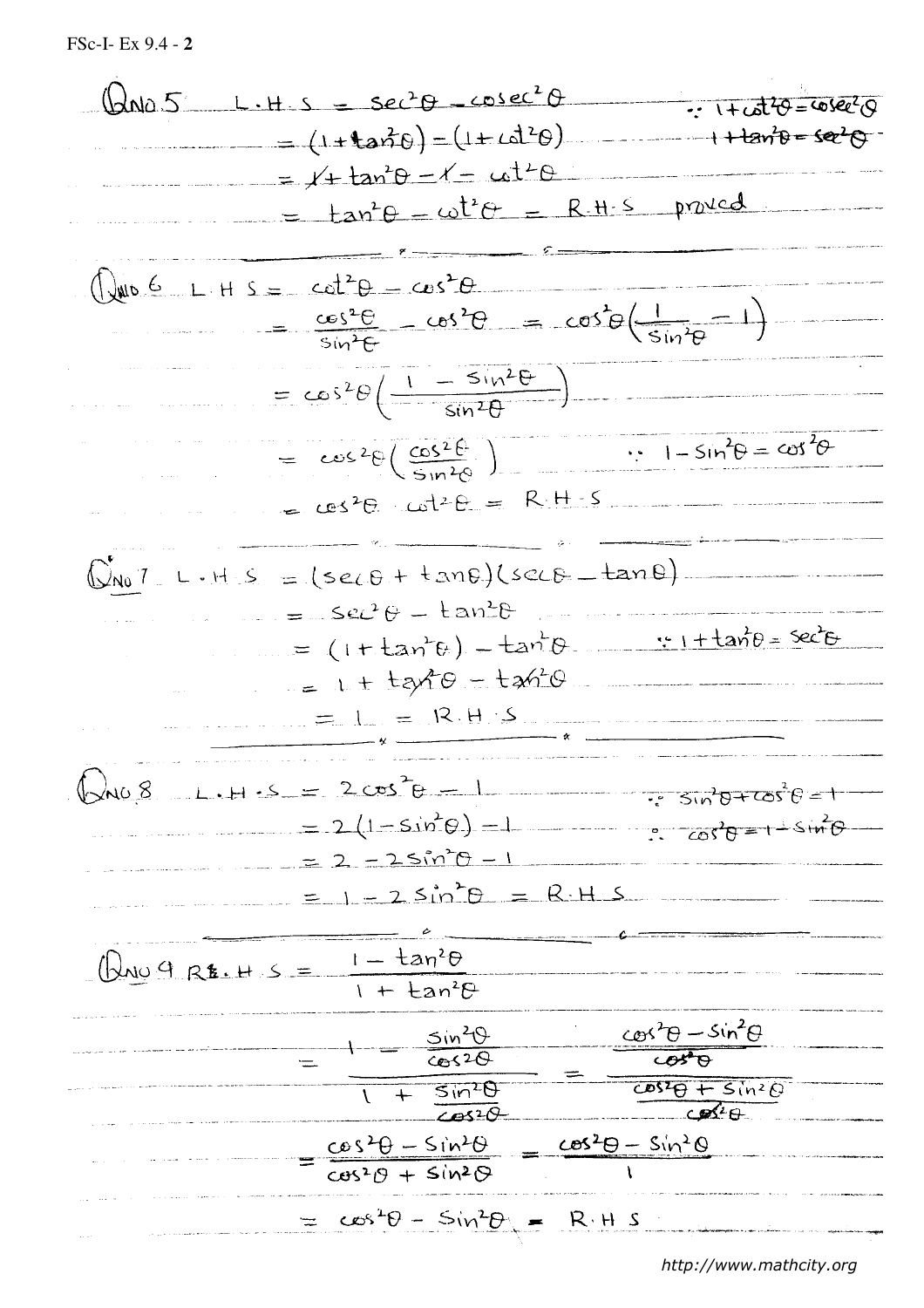**Q.No 5** L.H.S $= \sec^2\theta - \csc^2\theta$ $\quad \because 1+\cot^2\theta = \csc^2\theta$, $1+\tan^2\theta = \sec^2\theta$

$= (1+\tan^2\theta) - (1+\cot^2\theta)$

$= 1 + \tan^2\theta - 1 - \cot^2\theta$

$= \tan^2\theta - \cot^2\theta =$ R.H.S proved

---

**Q.No 6** L.H.S $= \cot^2\theta - \cos^2\theta$

$= \dfrac{\cos^2\theta}{\sin^2\theta} - \cos^2\theta = \cos^2\theta\left(\dfrac{1}{\sin^2\theta} - 1\right)$

$= \cos^2\theta\left(\dfrac{1-\sin^2\theta}{\sin^2\theta}\right)$

$= \cos^2\theta\left(\dfrac{\cos^2\theta}{\sin^2\theta}\right)$ $\quad \because 1-\sin^2\theta = \cos^2\theta$

$= \cos^2\theta \cdot \cot^2\theta =$ R.H.S

---

**Q.No 7** L.H.S $= (\sec\theta + \tan\theta)(\sec\theta - \tan\theta)$

$= \sec^2\theta - \tan^2\theta$

$= (1+\tan^2\theta) - \tan^2\theta$ $\quad \because 1+\tan^2\theta = \sec^2\theta$

$= 1 + \tan^2\theta - \tan^2\theta$

$= 1 =$ R.H.S

---

**Q.No 8** L.H.S $= 2\cos^2\theta - 1$ $\quad \because \sin^2\theta + \cos^2\theta = 1$, $\therefore \cos^2\theta = 1 - \sin^2\theta$

$= 2(1-\sin^2\theta) - 1$

$= 2 - 2\sin^2\theta - 1$

$= 1 - 2\sin^2\theta =$ R.H.S

---

**Q.No 9** L.H.S $= \dfrac{1-\tan^2\theta}{1+\tan^2\theta}$

$= \dfrac{1 - \dfrac{\sin^2\theta}{\cos^2\theta}}{1 + \dfrac{\sin^2\theta}{\cos^2\theta}} = \dfrac{\dfrac{\cos^2\theta - \sin^2\theta}{\cos^2\theta}}{\dfrac{\cos^2\theta + \sin^2\theta}{\cos^2\theta}}$

$= \dfrac{\cos^2\theta - \sin^2\theta}{\cos^2\theta + \sin^2\theta} = \dfrac{\cos^2\theta - \sin^2\theta}{1}$

$= \cos^2\theta - \sin^2\theta =$ R.H.S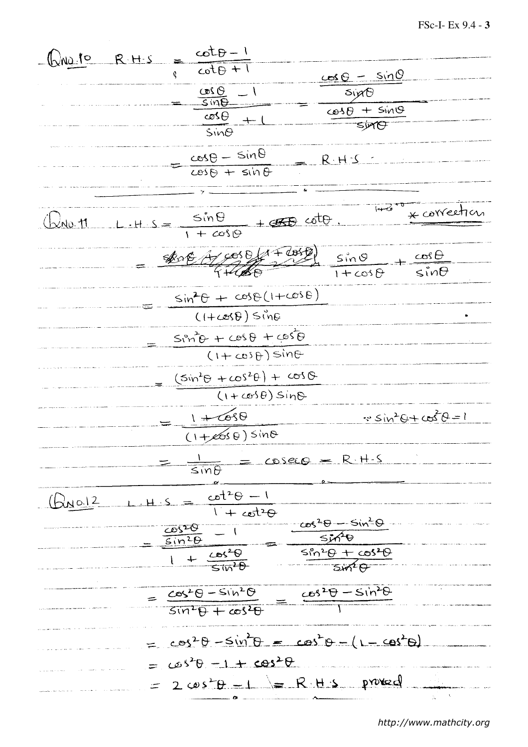**Q.No.10** R.H.S $= \dfrac{\cot\theta - 1}{\cot\theta + 1}$

$$= \frac{\frac{\cos\theta}{\sin\theta} - 1}{\frac{\cos\theta}{\sin\theta} + 1} = \frac{\frac{\cos\theta - \sin\theta}{\sin\theta}}{\frac{\cos\theta + \sin\theta}{\sin\theta}}$$

$$= \frac{\cos\theta - \sin\theta}{\cos\theta + \sin\theta} = \text{R.H.S}$$

---

**Q.No.11** L.H.S $= \dfrac{\sin\theta}{1+\cos\theta} + \cot\theta$. * correction

$$= \frac{\sin\theta}{1+\cos\theta} + \frac{\cos\theta}{\sin\theta}$$

$$= \frac{\sin^2\theta + \cos\theta(1+\cos\theta)}{(1+\cos\theta)\sin\theta}$$

$$= \frac{\sin^2\theta + \cos\theta + \cos^2\theta}{(1+\cos\theta)\sin\theta}$$

$$= \frac{(\sin^2\theta + \cos^2\theta) + \cos\theta}{(1+\cos\theta)\sin\theta}$$

$$= \frac{1+\cos\theta}{(1+\cos\theta)\sin\theta} \qquad \because \sin^2\theta + \cos^2\theta = 1$$

$$= \frac{1}{\sin\theta} = \operatorname{cosec}\theta = \text{R.H.S}$$

---

**Q.No.12** L.H.S $= \dfrac{\cot^2\theta - 1}{1 + \cot^2\theta}$

$$= \frac{\frac{\cos^2\theta}{\sin^2\theta} - 1}{1 + \frac{\cos^2\theta}{\sin^2\theta}} = \frac{\frac{\cos^2\theta - \sin^2\theta}{\sin^2\theta}}{\frac{\sin^2\theta + \cos^2\theta}{\sin^2\theta}}$$

$$= \frac{\cos^2\theta - \sin^2\theta}{\sin^2\theta + \cos^2\theta} = \frac{\cos^2\theta - \sin^2\theta}{1}$$

$$= \cos^2\theta - \sin^2\theta = \cos^2\theta - (1 - \cos^2\theta)$$

$$= \cos^2\theta - 1 + \cos^2\theta$$

$$= 2\cos^2\theta - 1 = \text{R.H.S} \quad \text{proved}$$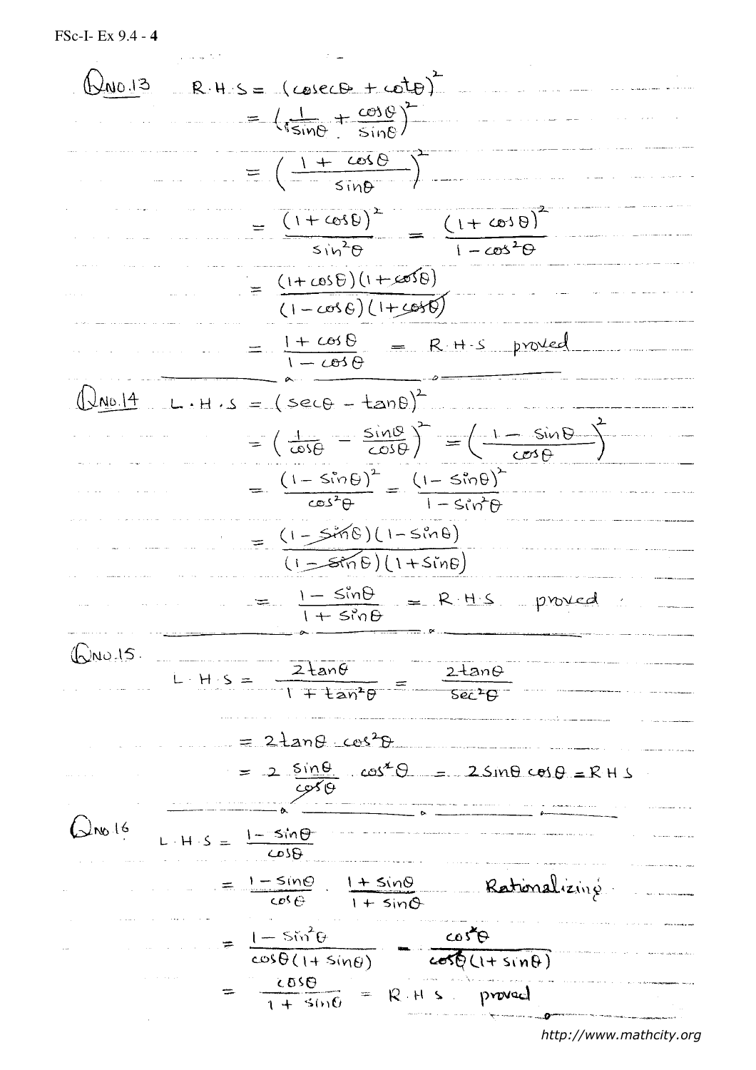**Q No.13** $\quad$ R.H.S $= (\csc\theta + \cot\theta)^2$

$$= \left(\frac{1}{\sin\theta} + \frac{\cos\theta}{\sin\theta}\right)^2$$

$$= \left(\frac{1+\cos\theta}{\sin\theta}\right)^2$$

$$= \frac{(1+\cos\theta)^2}{\sin^2\theta} = \frac{(1+\cos\theta)^2}{1-\cos^2\theta}$$

$$= \frac{(1+\cos\theta)(1+\cos\theta)}{(1-\cos\theta)(1+\cos\theta)}$$

$$= \frac{1+\cos\theta}{1-\cos\theta} = \text{R.H.S proved}$$

---

**Q No.14** $\quad$ L.H.S $= (\sec\theta - \tan\theta)^2$

$$= \left(\frac{1}{\cos\theta} - \frac{\sin\theta}{\cos\theta}\right)^2 = \left(\frac{1-\sin\theta}{\cos\theta}\right)^2$$

$$= \frac{(1-\sin\theta)^2}{\cos^2\theta} = \frac{(1-\sin\theta)^2}{1-\sin^2\theta}$$

$$= \frac{(1-\sin\theta)(1-\sin\theta)}{(1-\sin\theta)(1+\sin\theta)}$$

$$= \frac{1-\sin\theta}{1+\sin\theta} = \text{R.H.S proved.}$$

---

**Q No.15.**

$$\text{L.H.S} = \frac{2\tan\theta}{1+\tan^2\theta} = \frac{2\tan\theta}{\sec^2\theta}$$

$$= 2\tan\theta\cos^2\theta$$

$$= 2\frac{\sin\theta}{\cos\theta}\cdot\cos^2\theta = 2\sin\theta\cos\theta = \text{RHS}$$

---

**Q No 16**

$$\text{L.H.S} = \frac{1-\sin\theta}{\cos\theta}$$

$$= \frac{1-\sin\theta}{\cos\theta}\cdot\frac{1+\sin\theta}{1+\sin\theta} \quad \text{Rationalizing}$$

$$= \frac{1-\sin^2\theta}{\cos\theta(1+\sin\theta)} = \frac{\cos^2\theta}{\cos\theta(1+\sin\theta)}$$

$$= \frac{\cos\theta}{1+\sin\theta} = \text{R.H.S proved}$$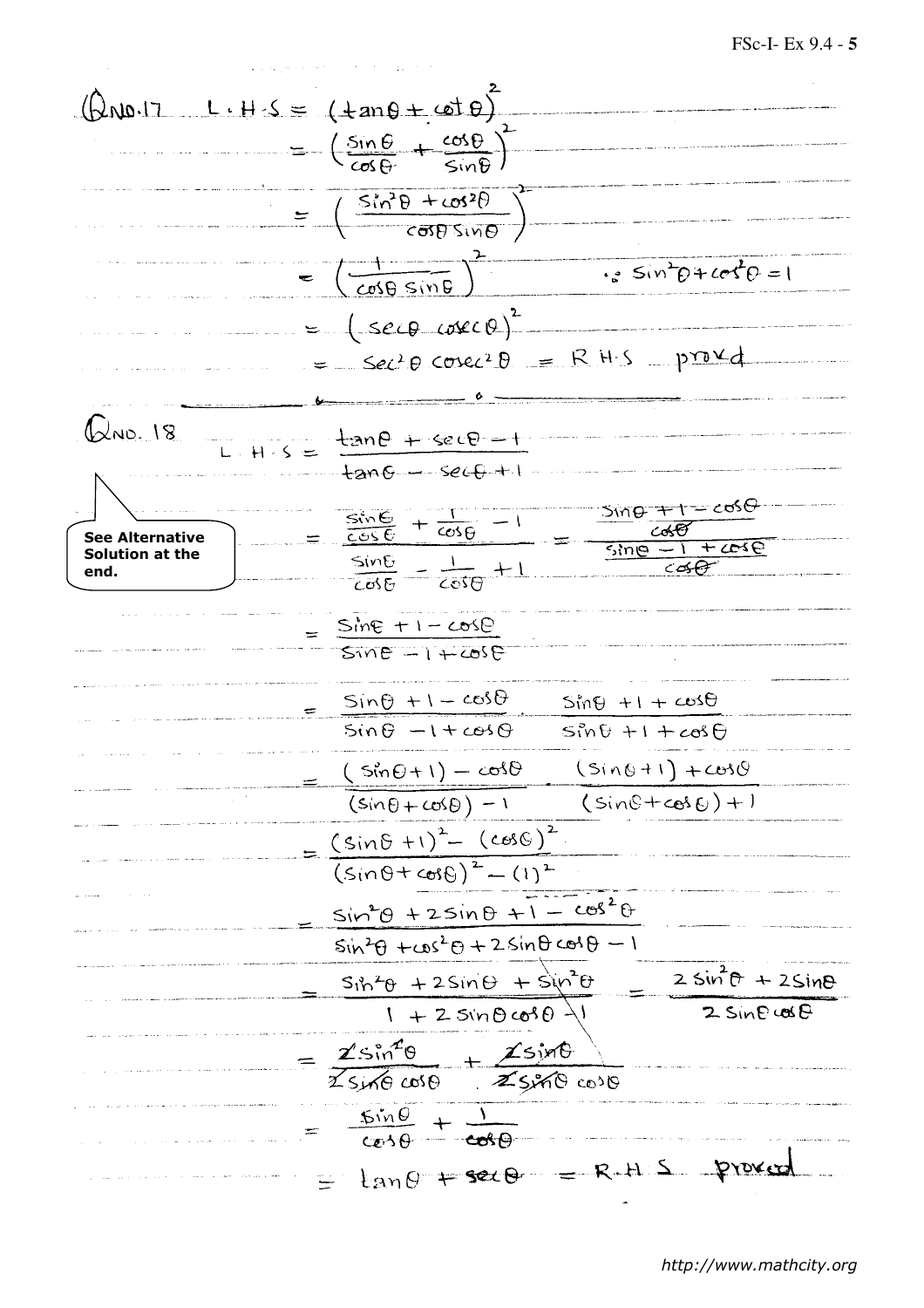Q No.17 $\quad L.H.S = (\tan\theta + \cot\theta)^2$

$$= \left(\frac{\sin\theta}{\cos\theta} + \frac{\cos\theta}{\sin\theta}\right)^2$$

$$= \left(\frac{\sin^2\theta + \cos^2\theta}{\cos\theta\sin\theta}\right)^2$$

$$= \left(\frac{1}{\cos\theta\sin\theta}\right)^2 \qquad \because \sin^2\theta + \cos^2\theta = 1$$

$$= (\sec\theta\,\text{cosec}\,\theta)^2$$

$$= \sec^2\theta\,\text{cosec}^2\theta = R.H.S \quad \text{proved}$$

---

Q No. 18

**See Alternative Solution at the end.**

$$L.H.S = \frac{\tan\theta + \sec\theta - 1}{\tan\theta - \sec\theta + 1}$$

$$= \frac{\frac{\sin\theta}{\cos\theta} + \frac{1}{\cos\theta} - 1}{\frac{\sin\theta}{\cos\theta} - \frac{1}{\cos\theta} + 1} = \frac{\frac{\sin\theta + 1 - \cos\theta}{\cos\theta}}{\frac{\sin\theta - 1 + \cos\theta}{\cos\theta}}$$

$$= \frac{\sin\theta + 1 - \cos\theta}{\sin\theta - 1 + \cos\theta}$$

$$= \frac{\sin\theta + 1 - \cos\theta}{\sin\theta - 1 + \cos\theta} \cdot \frac{\sin\theta + 1 + \cos\theta}{\sin\theta + 1 + \cos\theta}$$

$$= \frac{(\sin\theta + 1) - \cos\theta}{(\sin\theta + \cos\theta) - 1} \cdot \frac{(\sin\theta + 1) + \cos\theta}{(\sin\theta + \cos\theta) + 1}$$

$$= \frac{(\sin\theta + 1)^2 - (\cos\theta)^2}{(\sin\theta + \cos\theta)^2 - (1)^2}$$

$$= \frac{\sin^2\theta + 2\sin\theta + 1 - \cos^2\theta}{\sin^2\theta + \cos^2\theta + 2\sin\theta\cos\theta - 1}$$

$$= \frac{\sin^2\theta + 2\sin\theta + \sin^2\theta}{1 + 2\sin\theta\cos\theta - 1} = \frac{2\sin^2\theta + 2\sin\theta}{2\sin\theta\cos\theta}$$

$$= \frac{2\sin^2\theta}{2\sin\theta\cos\theta} + \frac{2\sin\theta}{2\sin\theta\cos\theta}$$

$$= \frac{\sin\theta}{\cos\theta} + \frac{1}{\cos\theta}$$

$$= \tan\theta + \sec\theta = R.H.S \quad \text{proved}$$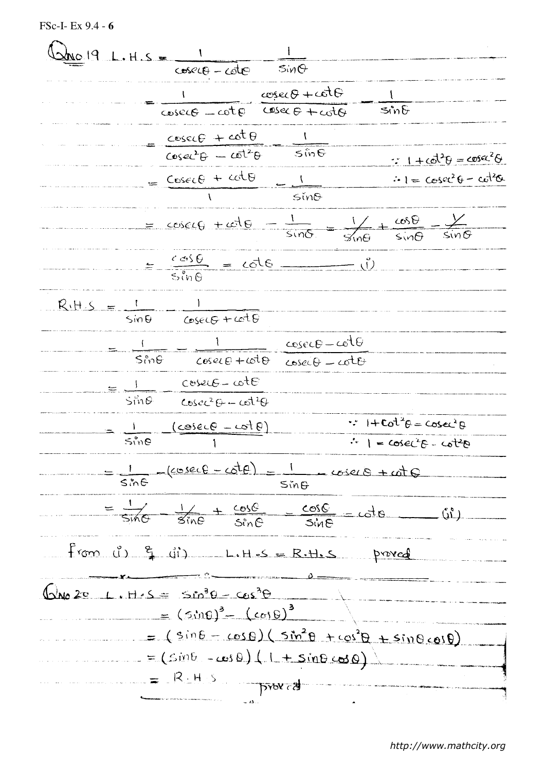**Q No 19** L.H.S $= \dfrac{1}{\csc\theta - \cot\theta} - \dfrac{1}{\sin\theta}$

$$= \frac{1}{\csc\theta - \cot\theta} \cdot \frac{\csc\theta + \cot\theta}{\csc\theta + \cot\theta} - \frac{1}{\sin\theta}$$

$$= \frac{\csc\theta + \cot\theta}{\csc^2\theta - \cot^2\theta} - \frac{1}{\sin\theta}$$

$\because 1 + \cot^2\theta = \csc^2\theta$

$\therefore 1 = \csc^2\theta - \cot^2\theta$

$$= \frac{\csc\theta + \cot\theta}{1} - \frac{1}{\sin\theta}$$

$$= \csc\theta + \cot\theta - \frac{1}{\sin\theta} = \frac{1}{\sin\theta} + \frac{\cos\theta}{\sin\theta} - \frac{1}{\sin\theta}$$

$$= \frac{\cos\theta}{\sin\theta} = \cot\theta \quad \text{———— (i)}$$

R.H.S $= \dfrac{1}{\sin\theta} - \dfrac{1}{\csc\theta + \cot\theta}$

$$= \frac{1}{\sin\theta} - \frac{1}{\csc\theta + \cot\theta} \cdot \frac{\csc\theta - \cot\theta}{\csc\theta - \cot\theta}$$

$$= \frac{1}{\sin\theta} - \frac{\csc\theta - \cot\theta}{\csc^2\theta - \cot^2\theta}$$

$$= \frac{1}{\sin\theta} - \frac{(\csc\theta - \cot\theta)}{1}$$

$\because 1 + \cot^2\theta = \csc^2\theta$

$\therefore 1 = \csc^2\theta - \cot^2\theta$

$$= \frac{1}{\sin\theta} - (\csc\theta - \cot\theta) = \frac{1}{\sin\theta} - \csc\theta + \cot\theta$$

$$= \frac{1}{\sin\theta} - \frac{1}{\sin\theta} + \frac{\cos\theta}{\sin\theta} = \frac{\cos\theta}{\sin\theta} = \cot\theta \quad \text{———— (ii)}$$

From (i) & (ii) L.H.S = R.H.S proved

---

**Q No 20** L.H.S $= \sin^3\theta - \cos^3\theta$

$$= (\sin\theta)^3 - (\cos\theta)^3$$

$$= (\sin\theta - \cos\theta)(\sin^2\theta + \cos^2\theta + \sin\theta\cos\theta)$$

$$= (\sin\theta - \cos\theta)(1 + \sin\theta\cos\theta)$$

= R.H.S proved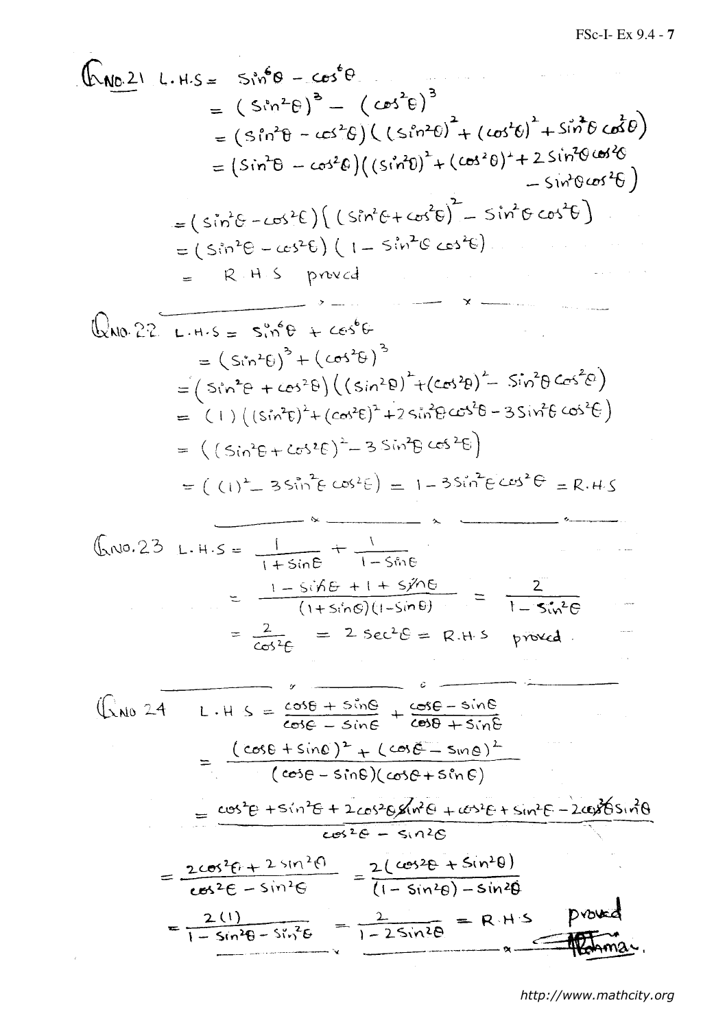**Q.No.21** L.H.S $= \sin^6\theta - \cos^6\theta$

$$= (\sin^2\theta)^3 - (\cos^2\theta)^3$$

$$= (\sin^2\theta - \cos^2\theta)\left((\sin^2\theta)^2 + (\cos^2\theta)^2 + \sin^2\theta\cos^2\theta\right)$$

$$= (\sin^2\theta - \cos^2\theta)\left((\sin^2\theta)^2 + (\cos^2\theta)^2 + 2\sin^2\theta\cos^2\theta - \sin^2\theta\cos^2\theta\right)$$

$$= (\sin^2\theta - \cos^2\theta)\left[(\sin^2\theta + \cos^2\theta)^2 - \sin^2\theta\cos^2\theta\right]$$

$$= (\sin^2\theta - \cos^2\theta)(1 - \sin^2\theta\cos^2\theta)$$

$=$ R.H.S proved

---

**Q.No.22** L.H.S $= \sin^6\theta + \cos^6\theta$

$$= (\sin^2\theta)^3 + (\cos^2\theta)^3$$

$$= (\sin^2\theta + \cos^2\theta)\left((\sin^2\theta)^2 + (\cos^2\theta)^2 - \sin^2\theta\cos^2\theta\right)$$

$$= (1)\left((\sin^2\theta)^2 + (\cos^2\theta)^2 + 2\sin^2\theta\cos^2\theta - 3\sin^2\theta\cos^2\theta\right)$$

$$= \left((\sin^2\theta + \cos^2\theta)^2 - 3\sin^2\theta\cos^2\theta\right)$$

$$= \left((1)^2 - 3\sin^2\theta\cos^2\theta\right) = 1 - 3\sin^2\theta\cos^2\theta = \text{R.H.S}$$

---

**Q.No.23** L.H.S $= \dfrac{1}{1+\sin\theta} + \dfrac{1}{1-\sin\theta}$

$$= \frac{1 - \sin\theta + 1 + \sin\theta}{(1+\sin\theta)(1-\sin\theta)} = \frac{2}{1-\sin^2\theta}$$

$$= \frac{2}{\cos^2\theta} = 2\sec^2\theta = \text{R.H.S} \quad \text{proved.}$$

---

**Q.No 24** L.H.S $= \dfrac{\cos\theta + \sin\theta}{\cos\theta - \sin\theta} + \dfrac{\cos\theta - \sin\theta}{\cos\theta + \sin\theta}$

$$= \frac{(\cos\theta + \sin\theta)^2 + (\cos\theta - \sin\theta)^2}{(\cos\theta - \sin\theta)(\cos\theta + \sin\theta)}$$

$$= \frac{\cos^2\theta + \sin^2\theta + 2\cos\theta\sin\theta + \cos^2\theta + \sin^2\theta - 2\cos\theta\sin\theta}{\cos^2\theta - \sin^2\theta}$$

$$= \frac{2\cos^2\theta + 2\sin^2\theta}{\cos^2\theta - \sin^2\theta} = \frac{2(\cos^2\theta + \sin^2\theta)}{(1-\sin^2\theta) - \sin^2\theta}$$

$$= \frac{2(1)}{1 - \sin^2\theta - \sin^2\theta} = \frac{2}{1 - 2\sin^2\theta} = \text{R.H.S} \quad \text{proved}$$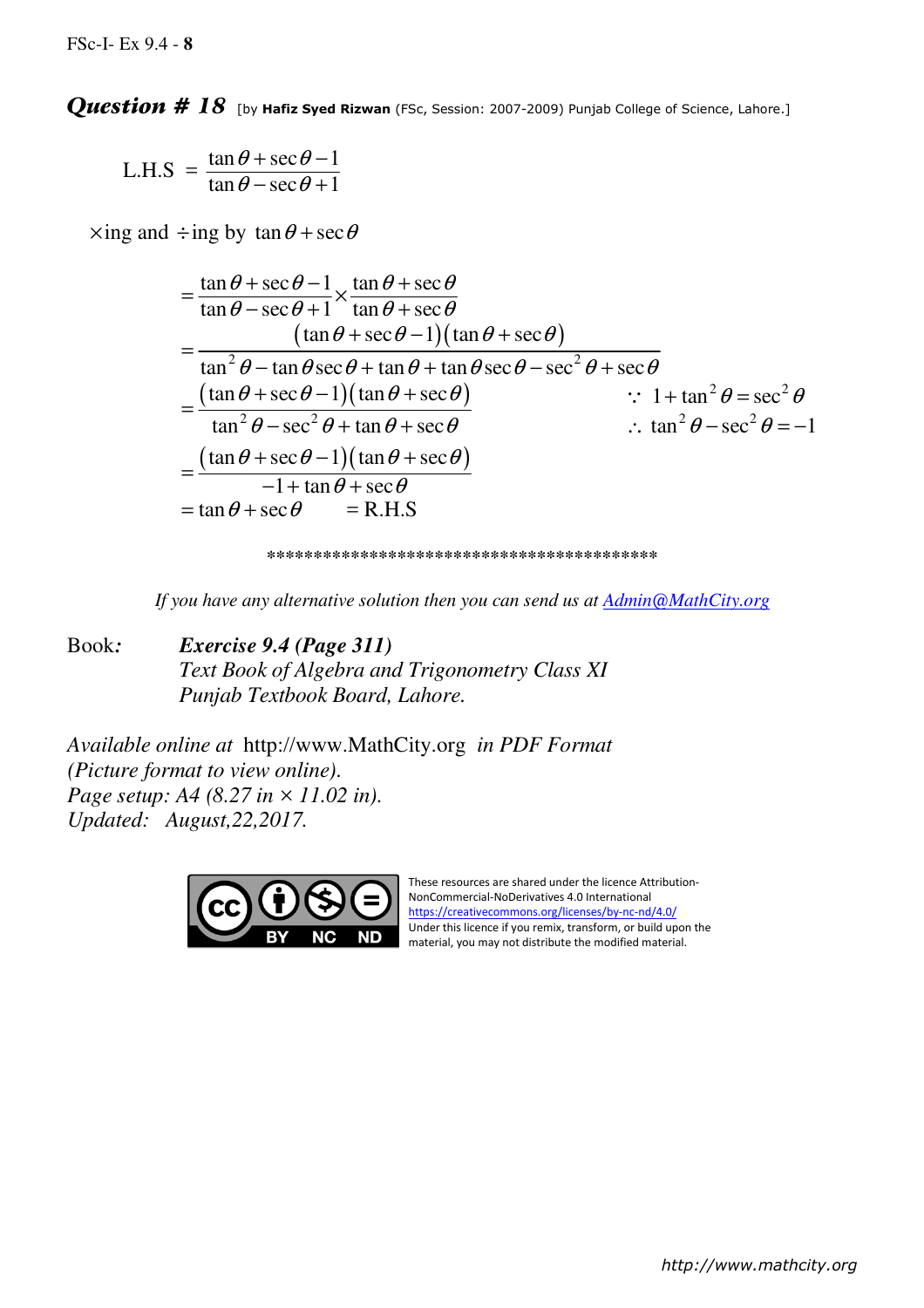***Question # 18*** [by **Hafiz Syed Rizwan** (FSc, Session: 2007-2009) Punjab College of Science, Lahore.]

$$\text{L.H.S} = \frac{\tan\theta + \sec\theta - 1}{\tan\theta - \sec\theta + 1}$$

$\times$ing and $\div$ing by $\tan\theta + \sec\theta$

$$= \frac{\tan\theta + \sec\theta - 1}{\tan\theta - \sec\theta + 1} \times \frac{\tan\theta + \sec\theta}{\tan\theta + \sec\theta}$$

$$= \frac{(\tan\theta + \sec\theta - 1)(\tan\theta + \sec\theta)}{\tan^2\theta - \tan\theta\sec\theta + \tan\theta + \tan\theta\sec\theta - \sec^2\theta + \sec\theta}$$

$$= \frac{(\tan\theta + \sec\theta - 1)(\tan\theta + \sec\theta)}{\tan^2\theta - \sec^2\theta + \tan\theta + \sec\theta} \qquad \because\ 1 + \tan^2\theta = \sec^2\theta \quad \therefore\ \tan^2\theta - \sec^2\theta = -1$$

$$= \frac{(\tan\theta + \sec\theta - 1)(\tan\theta + \sec\theta)}{-1 + \tan\theta + \sec\theta}$$

$$= \tan\theta + \sec\theta \qquad = \text{R.H.S}$$

*******************************************

*If you have any alternative solution then you can send us at Admin@MathCity.org*

Book*:* ***Exercise 9.4 (Page 311)***
*Text Book of Algebra and Trigonometry Class XI*
*Punjab Textbook Board, Lahore.*

*Available online at* http://www.MathCity.org *in PDF Format*
*(Picture format to view online).*
*Page setup: A4 (8.27 in × 11.02 in).*
*Updated: August,22,2017.*

These resources are shared under the licence Attribution-NonCommercial-NoDerivatives 4.0 International https://creativecommons.org/licenses/by-nc-nd/4.0/
Under this licence if you remix, transform, or build upon the material, you may not distribute the modified material.